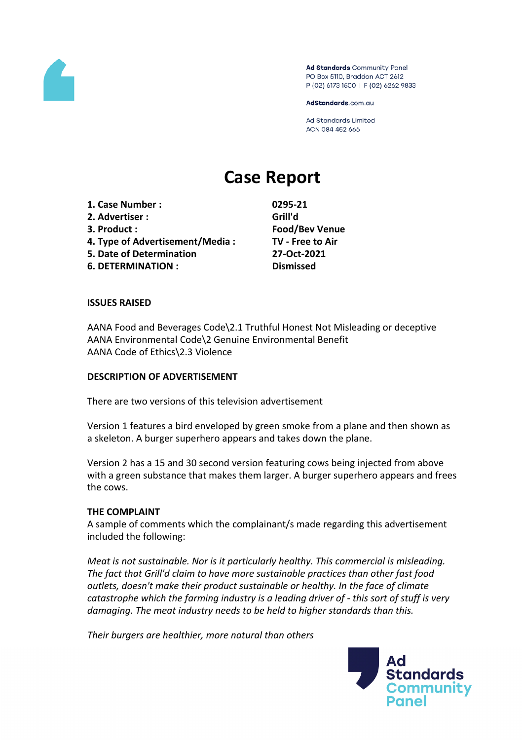Ad Standards Community Panel
PO Box 5110, Braddon ACT 2612
P (02) 6173 1500 | F (02) 6262 9833

AdStandards.com.au

Ad Standards Limited
ACN 084 452 666

# Case Report

| | |
|---|---|
| **1. Case Number :** | **0295-21** |
| **2. Advertiser :** | **Grill'd** |
| **3. Product :** | **Food/Bev Venue** |
| **4. Type of Advertisement/Media :** | **TV - Free to Air** |
| **5. Date of Determination** | **27-Oct-2021** |
| **6. DETERMINATION :** | **Dismissed** |

### ISSUES RAISED

AANA Food and Beverages Code\2.1 Truthful Honest Not Misleading or deceptive
AANA Environmental Code\2 Genuine Environmental Benefit
AANA Code of Ethics\2.3 Violence

### DESCRIPTION OF ADVERTISEMENT

There are two versions of this television advertisement

Version 1 features a bird enveloped by green smoke from a plane and then shown as a skeleton. A burger superhero appears and takes down the plane.

Version 2 has a 15 and 30 second version featuring cows being injected from above with a green substance that makes them larger. A burger superhero appears and frees the cows.

### THE COMPLAINT

A sample of comments which the complainant/s made regarding this advertisement included the following:

*Meat is not sustainable. Nor is it particularly healthy. This commercial is misleading. The fact that Grill'd claim to have more sustainable practices than other fast food outlets, doesn't make their product sustainable or healthy. In the face of climate catastrophe which the farming industry is a leading driver of - this sort of stuff is very damaging. The meat industry needs to be held to higher standards than this.*

*Their burgers are healthier, more natural than others*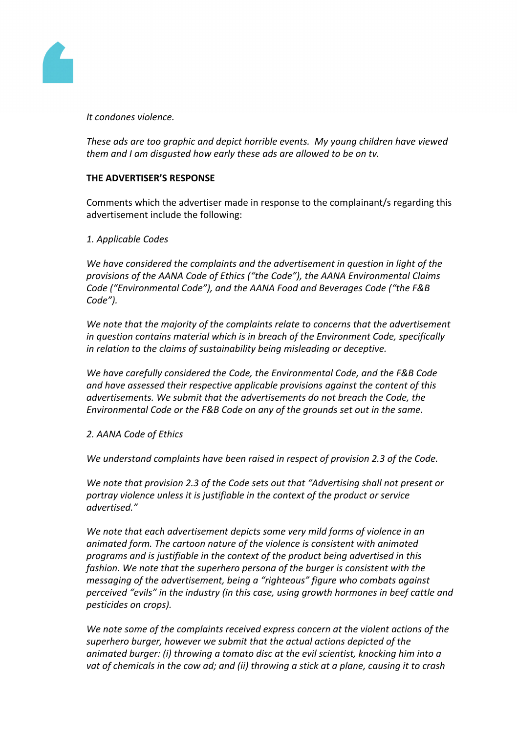*It condones violence.*

*These ads are too graphic and depict horrible events. My young children have viewed them and I am disgusted how early these ads are allowed to be on tv.*

**THE ADVERTISER'S RESPONSE**

Comments which the advertiser made in response to the complainant/s regarding this advertisement include the following:

*1. Applicable Codes*

*We have considered the complaints and the advertisement in question in light of the provisions of the AANA Code of Ethics ("the Code"), the AANA Environmental Claims Code ("Environmental Code"), and the AANA Food and Beverages Code ("the F&B Code").*

*We note that the majority of the complaints relate to concerns that the advertisement in question contains material which is in breach of the Environment Code, specifically in relation to the claims of sustainability being misleading or deceptive.*

*We have carefully considered the Code, the Environmental Code, and the F&B Code and have assessed their respective applicable provisions against the content of this advertisements. We submit that the advertisements do not breach the Code, the Environmental Code or the F&B Code on any of the grounds set out in the same.*

*2. AANA Code of Ethics*

*We understand complaints have been raised in respect of provision 2.3 of the Code.*

*We note that provision 2.3 of the Code sets out that "Advertising shall not present or portray violence unless it is justifiable in the context of the product or service advertised."*

*We note that each advertisement depicts some very mild forms of violence in an animated form. The cartoon nature of the violence is consistent with animated programs and is justifiable in the context of the product being advertised in this fashion. We note that the superhero persona of the burger is consistent with the messaging of the advertisement, being a "righteous" figure who combats against perceived "evils" in the industry (in this case, using growth hormones in beef cattle and pesticides on crops).*

*We note some of the complaints received express concern at the violent actions of the superhero burger, however we submit that the actual actions depicted of the animated burger: (i) throwing a tomato disc at the evil scientist, knocking him into a vat of chemicals in the cow ad; and (ii) throwing a stick at a plane, causing it to crash*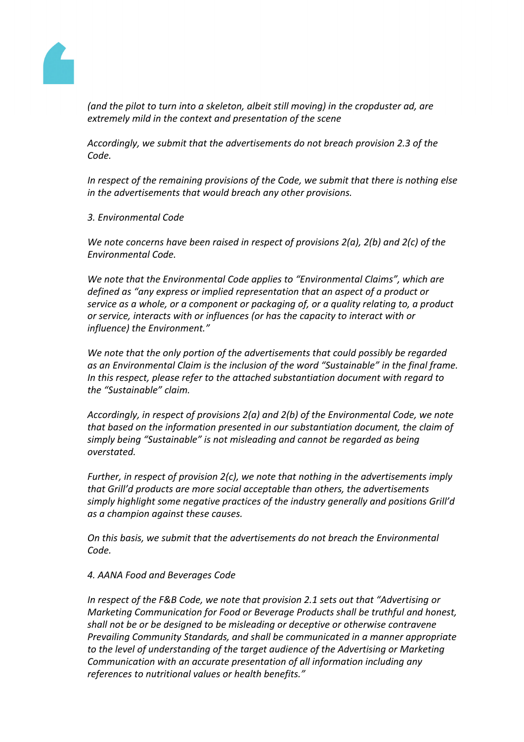*(and the pilot to turn into a skeleton, albeit still moving) in the cropduster ad, are extremely mild in the context and presentation of the scene*

*Accordingly, we submit that the advertisements do not breach provision 2.3 of the Code.*

*In respect of the remaining provisions of the Code, we submit that there is nothing else in the advertisements that would breach any other provisions.*

*3. Environmental Code*

*We note concerns have been raised in respect of provisions 2(a), 2(b) and 2(c) of the Environmental Code.*

*We note that the Environmental Code applies to "Environmental Claims", which are defined as "any express or implied representation that an aspect of a product or service as a whole, or a component or packaging of, or a quality relating to, a product or service, interacts with or influences (or has the capacity to interact with or influence) the Environment."*

*We note that the only portion of the advertisements that could possibly be regarded as an Environmental Claim is the inclusion of the word "Sustainable" in the final frame. In this respect, please refer to the attached substantiation document with regard to the "Sustainable" claim.*

*Accordingly, in respect of provisions 2(a) and 2(b) of the Environmental Code, we note that based on the information presented in our substantiation document, the claim of simply being "Sustainable" is not misleading and cannot be regarded as being overstated.*

*Further, in respect of provision 2(c), we note that nothing in the advertisements imply that Grill'd products are more social acceptable than others, the advertisements simply highlight some negative practices of the industry generally and positions Grill'd as a champion against these causes.*

*On this basis, we submit that the advertisements do not breach the Environmental Code.*

*4. AANA Food and Beverages Code*

*In respect of the F&B Code, we note that provision 2.1 sets out that "Advertising or Marketing Communication for Food or Beverage Products shall be truthful and honest, shall not be or be designed to be misleading or deceptive or otherwise contravene Prevailing Community Standards, and shall be communicated in a manner appropriate to the level of understanding of the target audience of the Advertising or Marketing Communication with an accurate presentation of all information including any references to nutritional values or health benefits."*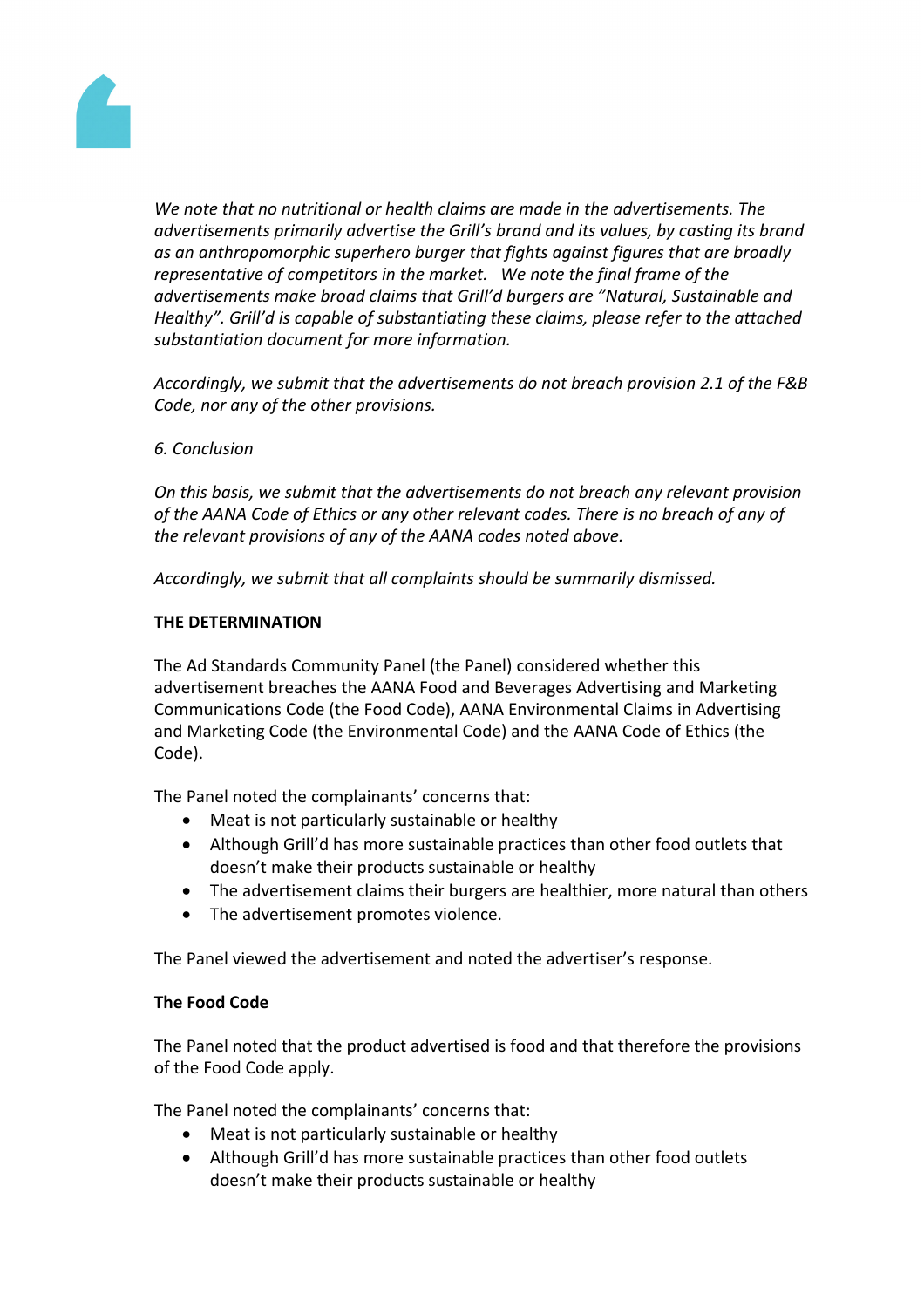*We note that no nutritional or health claims are made in the advertisements. The advertisements primarily advertise the Grill's brand and its values, by casting its brand as an anthropomorphic superhero burger that fights against figures that are broadly representative of competitors in the market. We note the final frame of the advertisements make broad claims that Grill'd burgers are "Natural, Sustainable and Healthy". Grill'd is capable of substantiating these claims, please refer to the attached substantiation document for more information.*

*Accordingly, we submit that the advertisements do not breach provision 2.1 of the F&B Code, nor any of the other provisions.*

*6. Conclusion*

*On this basis, we submit that the advertisements do not breach any relevant provision of the AANA Code of Ethics or any other relevant codes. There is no breach of any of the relevant provisions of any of the AANA codes noted above.*

*Accordingly, we submit that all complaints should be summarily dismissed.*

**THE DETERMINATION**

The Ad Standards Community Panel (the Panel) considered whether this advertisement breaches the AANA Food and Beverages Advertising and Marketing Communications Code (the Food Code), AANA Environmental Claims in Advertising and Marketing Code (the Environmental Code) and the AANA Code of Ethics (the Code).

The Panel noted the complainants' concerns that:

- Meat is not particularly sustainable or healthy
- Although Grill'd has more sustainable practices than other food outlets that doesn't make their products sustainable or healthy
- The advertisement claims their burgers are healthier, more natural than others
- The advertisement promotes violence.

The Panel viewed the advertisement and noted the advertiser's response.

**The Food Code**

The Panel noted that the product advertised is food and that therefore the provisions of the Food Code apply.

The Panel noted the complainants' concerns that:

- Meat is not particularly sustainable or healthy
- Although Grill'd has more sustainable practices than other food outlets doesn't make their products sustainable or healthy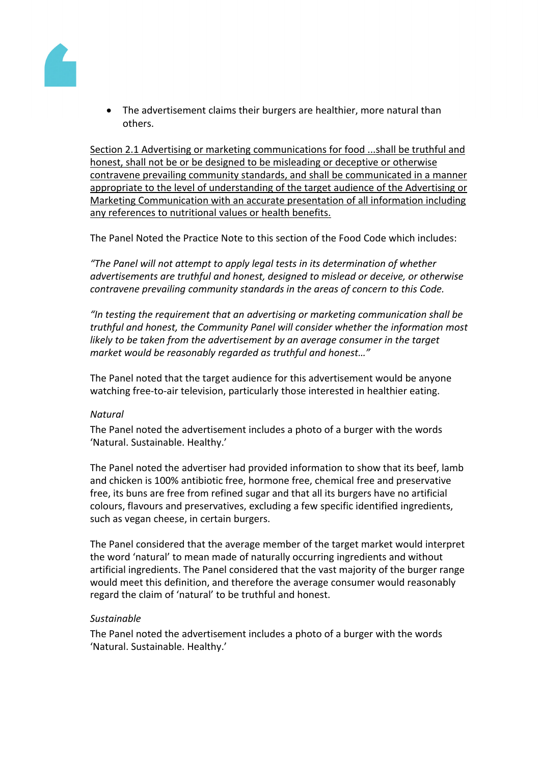- The advertisement claims their burgers are healthier, more natural than others.

Section 2.1 Advertising or marketing communications for food ...shall be truthful and honest, shall not be or be designed to be misleading or deceptive or otherwise contravene prevailing community standards, and shall be communicated in a manner appropriate to the level of understanding of the target audience of the Advertising or Marketing Communication with an accurate presentation of all information including any references to nutritional values or health benefits.

The Panel Noted the Practice Note to this section of the Food Code which includes:

*"The Panel will not attempt to apply legal tests in its determination of whether advertisements are truthful and honest, designed to mislead or deceive, or otherwise contravene prevailing community standards in the areas of concern to this Code.*

*"In testing the requirement that an advertising or marketing communication shall be truthful and honest, the Community Panel will consider whether the information most likely to be taken from the advertisement by an average consumer in the target market would be reasonably regarded as truthful and honest…"*

The Panel noted that the target audience for this advertisement would be anyone watching free-to-air television, particularly those interested in healthier eating.

*Natural*

The Panel noted the advertisement includes a photo of a burger with the words 'Natural. Sustainable. Healthy.'

The Panel noted the advertiser had provided information to show that its beef, lamb and chicken is 100% antibiotic free, hormone free, chemical free and preservative free, its buns are free from refined sugar and that all its burgers have no artificial colours, flavours and preservatives, excluding a few specific identified ingredients, such as vegan cheese, in certain burgers.

The Panel considered that the average member of the target market would interpret the word 'natural' to mean made of naturally occurring ingredients and without artificial ingredients. The Panel considered that the vast majority of the burger range would meet this definition, and therefore the average consumer would reasonably regard the claim of 'natural' to be truthful and honest.

*Sustainable*

The Panel noted the advertisement includes a photo of a burger with the words 'Natural. Sustainable. Healthy.'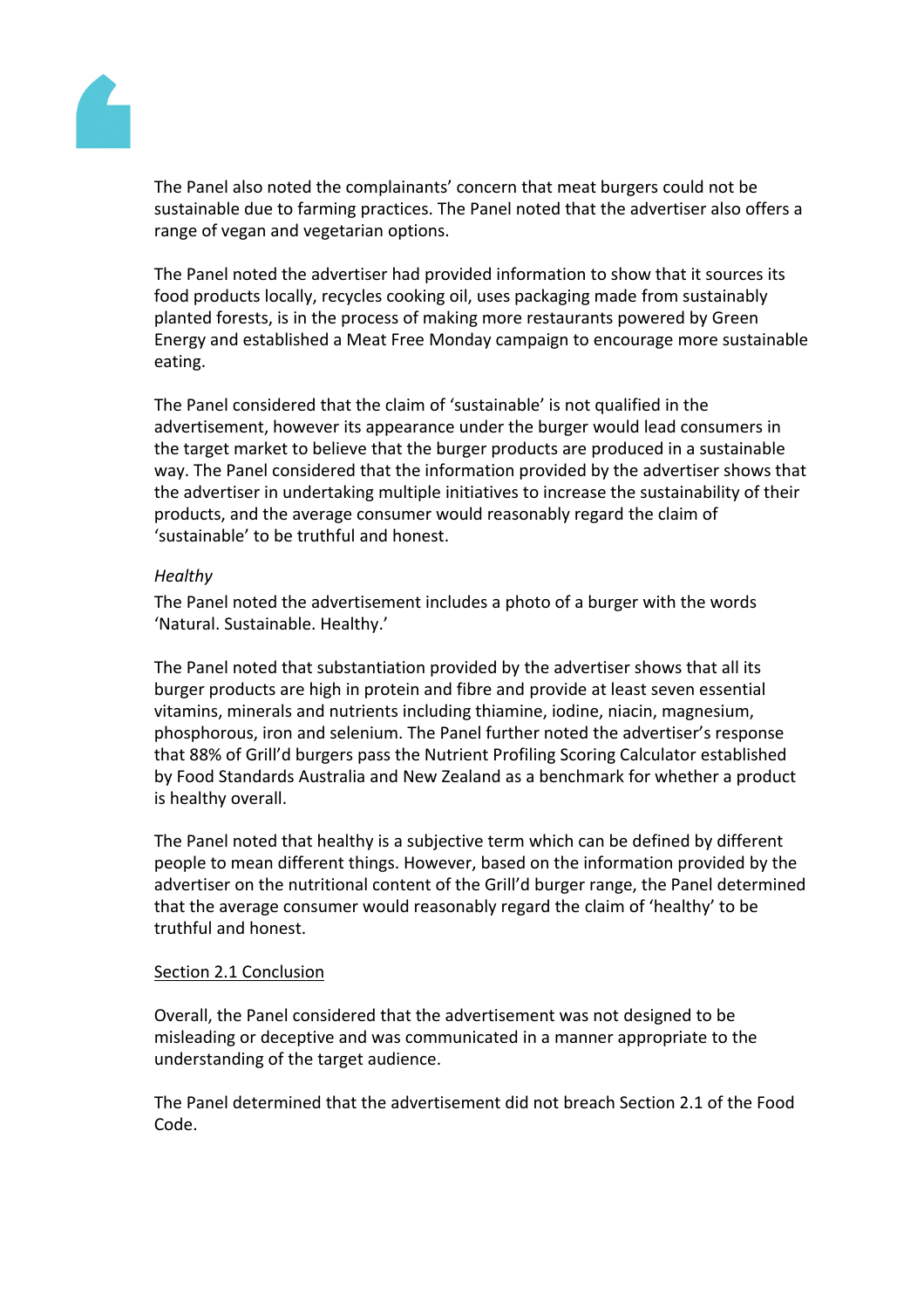The Panel also noted the complainants' concern that meat burgers could not be sustainable due to farming practices. The Panel noted that the advertiser also offers a range of vegan and vegetarian options.

The Panel noted the advertiser had provided information to show that it sources its food products locally, recycles cooking oil, uses packaging made from sustainably planted forests, is in the process of making more restaurants powered by Green Energy and established a Meat Free Monday campaign to encourage more sustainable eating.

The Panel considered that the claim of 'sustainable' is not qualified in the advertisement, however its appearance under the burger would lead consumers in the target market to believe that the burger products are produced in a sustainable way. The Panel considered that the information provided by the advertiser shows that the advertiser in undertaking multiple initiatives to increase the sustainability of their products, and the average consumer would reasonably regard the claim of 'sustainable' to be truthful and honest.

*Healthy*

The Panel noted the advertisement includes a photo of a burger with the words 'Natural. Sustainable. Healthy.'

The Panel noted that substantiation provided by the advertiser shows that all its burger products are high in protein and fibre and provide at least seven essential vitamins, minerals and nutrients including thiamine, iodine, niacin, magnesium, phosphorous, iron and selenium. The Panel further noted the advertiser's response that 88% of Grill'd burgers pass the Nutrient Profiling Scoring Calculator established by Food Standards Australia and New Zealand as a benchmark for whether a product is healthy overall.

The Panel noted that healthy is a subjective term which can be defined by different people to mean different things. However, based on the information provided by the advertiser on the nutritional content of the Grill'd burger range, the Panel determined that the average consumer would reasonably regard the claim of 'healthy' to be truthful and honest.

<u>Section 2.1 Conclusion</u>

Overall, the Panel considered that the advertisement was not designed to be misleading or deceptive and was communicated in a manner appropriate to the understanding of the target audience.

The Panel determined that the advertisement did not breach Section 2.1 of the Food Code.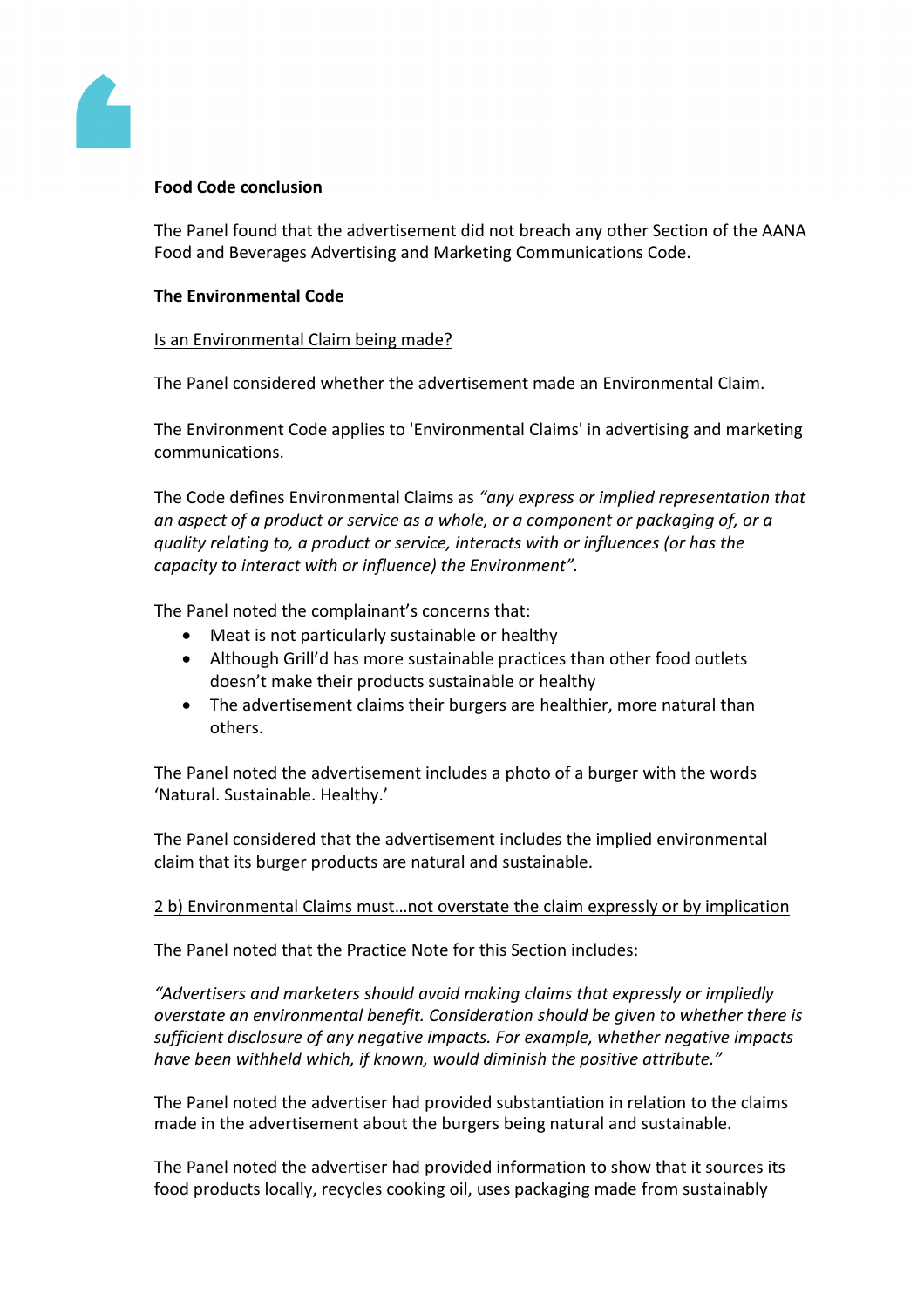**Food Code conclusion**

The Panel found that the advertisement did not breach any other Section of the AANA Food and Beverages Advertising and Marketing Communications Code.

**The Environmental Code**

Is an Environmental Claim being made?

The Panel considered whether the advertisement made an Environmental Claim.

The Environment Code applies to 'Environmental Claims' in advertising and marketing communications.

The Code defines Environmental Claims as *"any express or implied representation that an aspect of a product or service as a whole, or a component or packaging of, or a quality relating to, a product or service, interacts with or influences (or has the capacity to interact with or influence) the Environment".*

The Panel noted the complainant's concerns that:

- Meat is not particularly sustainable or healthy
- Although Grill'd has more sustainable practices than other food outlets doesn't make their products sustainable or healthy
- The advertisement claims their burgers are healthier, more natural than others.

The Panel noted the advertisement includes a photo of a burger with the words 'Natural. Sustainable. Healthy.'

The Panel considered that the advertisement includes the implied environmental claim that its burger products are natural and sustainable.

2 b) Environmental Claims must…not overstate the claim expressly or by implication

The Panel noted that the Practice Note for this Section includes:

*"Advertisers and marketers should avoid making claims that expressly or impliedly overstate an environmental benefit. Consideration should be given to whether there is sufficient disclosure of any negative impacts. For example, whether negative impacts have been withheld which, if known, would diminish the positive attribute."*

The Panel noted the advertiser had provided substantiation in relation to the claims made in the advertisement about the burgers being natural and sustainable.

The Panel noted the advertiser had provided information to show that it sources its food products locally, recycles cooking oil, uses packaging made from sustainably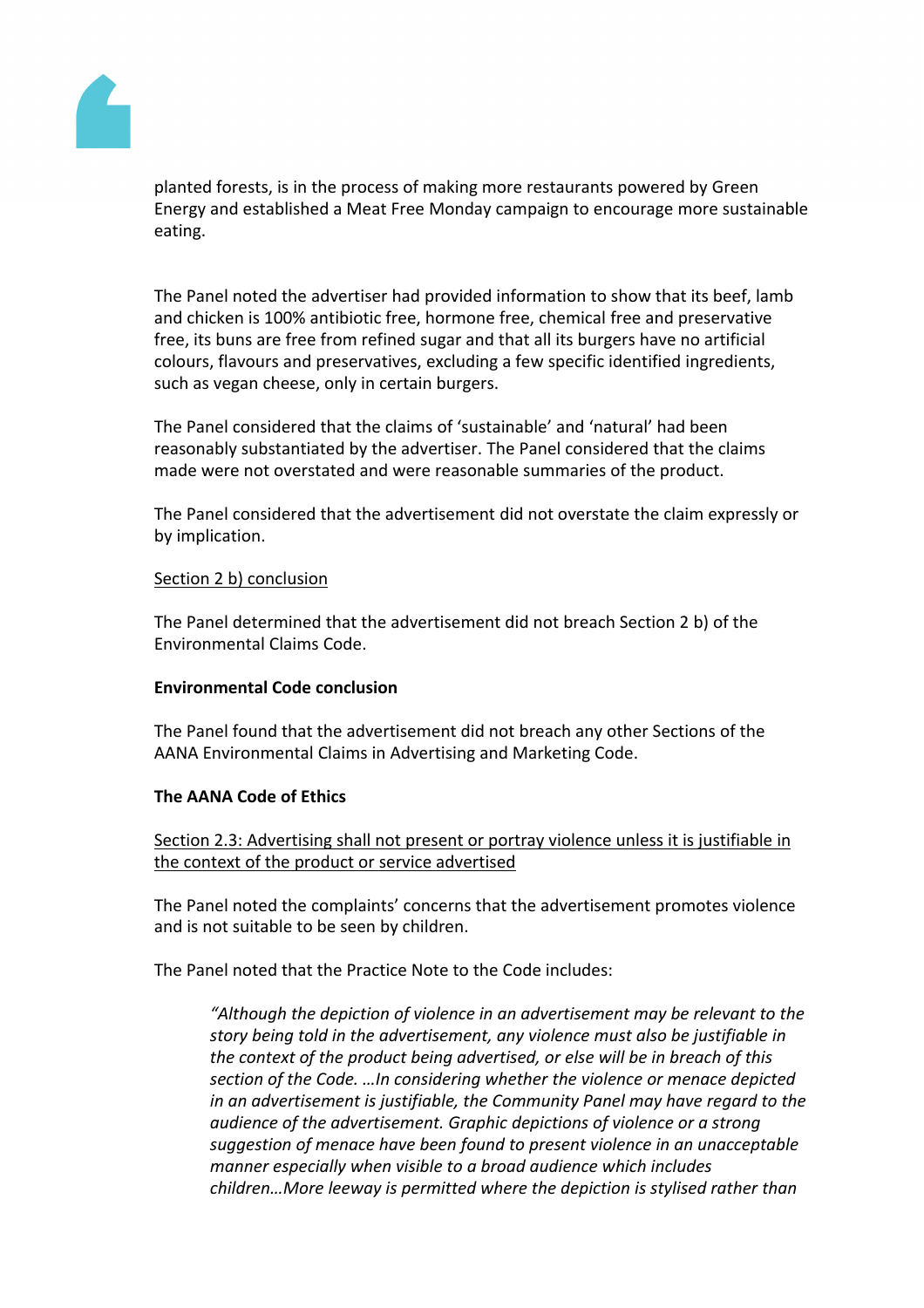planted forests, is in the process of making more restaurants powered by Green Energy and established a Meat Free Monday campaign to encourage more sustainable eating.

The Panel noted the advertiser had provided information to show that its beef, lamb and chicken is 100% antibiotic free, hormone free, chemical free and preservative free, its buns are free from refined sugar and that all its burgers have no artificial colours, flavours and preservatives, excluding a few specific identified ingredients, such as vegan cheese, only in certain burgers.

The Panel considered that the claims of 'sustainable' and 'natural' had been reasonably substantiated by the advertiser. The Panel considered that the claims made were not overstated and were reasonable summaries of the product.

The Panel considered that the advertisement did not overstate the claim expressly or by implication.

Section 2 b) conclusion

The Panel determined that the advertisement did not breach Section 2 b) of the Environmental Claims Code.

**Environmental Code conclusion**

The Panel found that the advertisement did not breach any other Sections of the AANA Environmental Claims in Advertising and Marketing Code.

**The AANA Code of Ethics**

Section 2.3: Advertising shall not present or portray violence unless it is justifiable in the context of the product or service advertised

The Panel noted the complaints' concerns that the advertisement promotes violence and is not suitable to be seen by children.

The Panel noted that the Practice Note to the Code includes:

> *"Although the depiction of violence in an advertisement may be relevant to the story being told in the advertisement, any violence must also be justifiable in the context of the product being advertised, or else will be in breach of this section of the Code. …In considering whether the violence or menace depicted in an advertisement is justifiable, the Community Panel may have regard to the audience of the advertisement. Graphic depictions of violence or a strong suggestion of menace have been found to present violence in an unacceptable manner especially when visible to a broad audience which includes children…More leeway is permitted where the depiction is stylised rather than*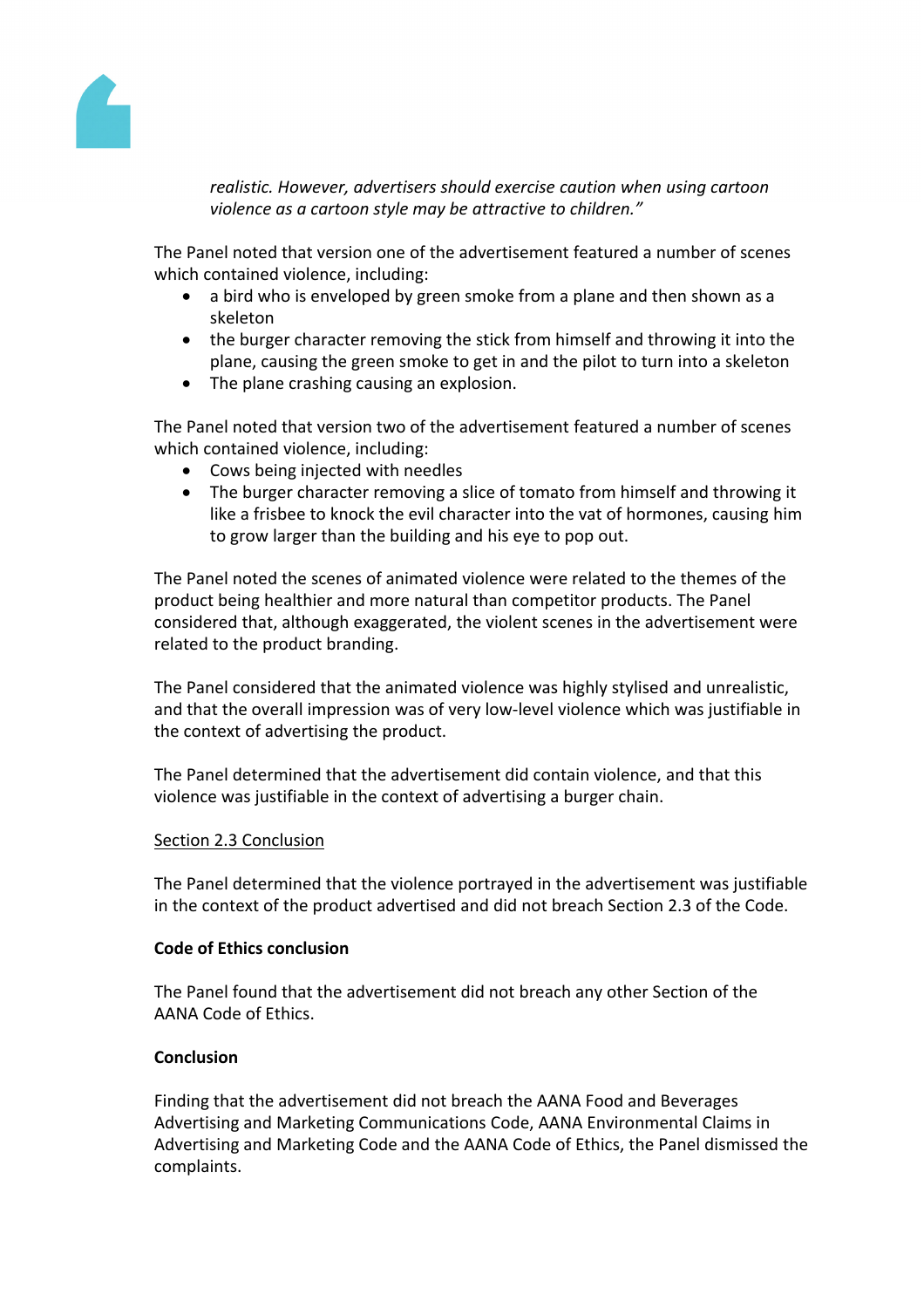*realistic. However, advertisers should exercise caution when using cartoon violence as a cartoon style may be attractive to children."*

The Panel noted that version one of the advertisement featured a number of scenes which contained violence, including:

- a bird who is enveloped by green smoke from a plane and then shown as a skeleton
- the burger character removing the stick from himself and throwing it into the plane, causing the green smoke to get in and the pilot to turn into a skeleton
- The plane crashing causing an explosion.

The Panel noted that version two of the advertisement featured a number of scenes which contained violence, including:

- Cows being injected with needles
- The burger character removing a slice of tomato from himself and throwing it like a frisbee to knock the evil character into the vat of hormones, causing him to grow larger than the building and his eye to pop out.

The Panel noted the scenes of animated violence were related to the themes of the product being healthier and more natural than competitor products. The Panel considered that, although exaggerated, the violent scenes in the advertisement were related to the product branding.

The Panel considered that the animated violence was highly stylised and unrealistic, and that the overall impression was of very low-level violence which was justifiable in the context of advertising the product.

The Panel determined that the advertisement did contain violence, and that this violence was justifiable in the context of advertising a burger chain.

Section 2.3 Conclusion

The Panel determined that the violence portrayed in the advertisement was justifiable in the context of the product advertised and did not breach Section 2.3 of the Code.

**Code of Ethics conclusion**

The Panel found that the advertisement did not breach any other Section of the AANA Code of Ethics.

**Conclusion**

Finding that the advertisement did not breach the AANA Food and Beverages Advertising and Marketing Communications Code, AANA Environmental Claims in Advertising and Marketing Code and the AANA Code of Ethics, the Panel dismissed the complaints.